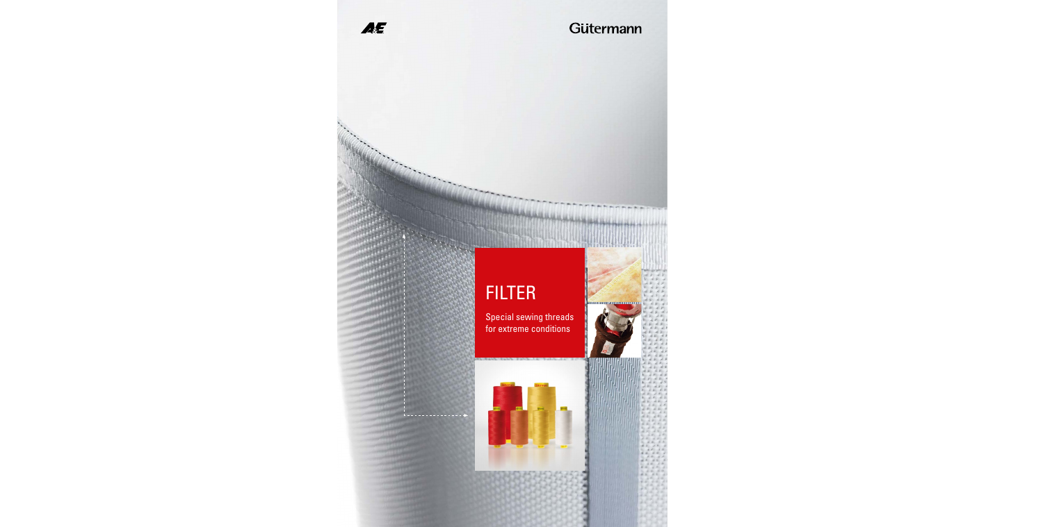A&E

Gütermann

# FILTER

Special sewing threads for extreme conditions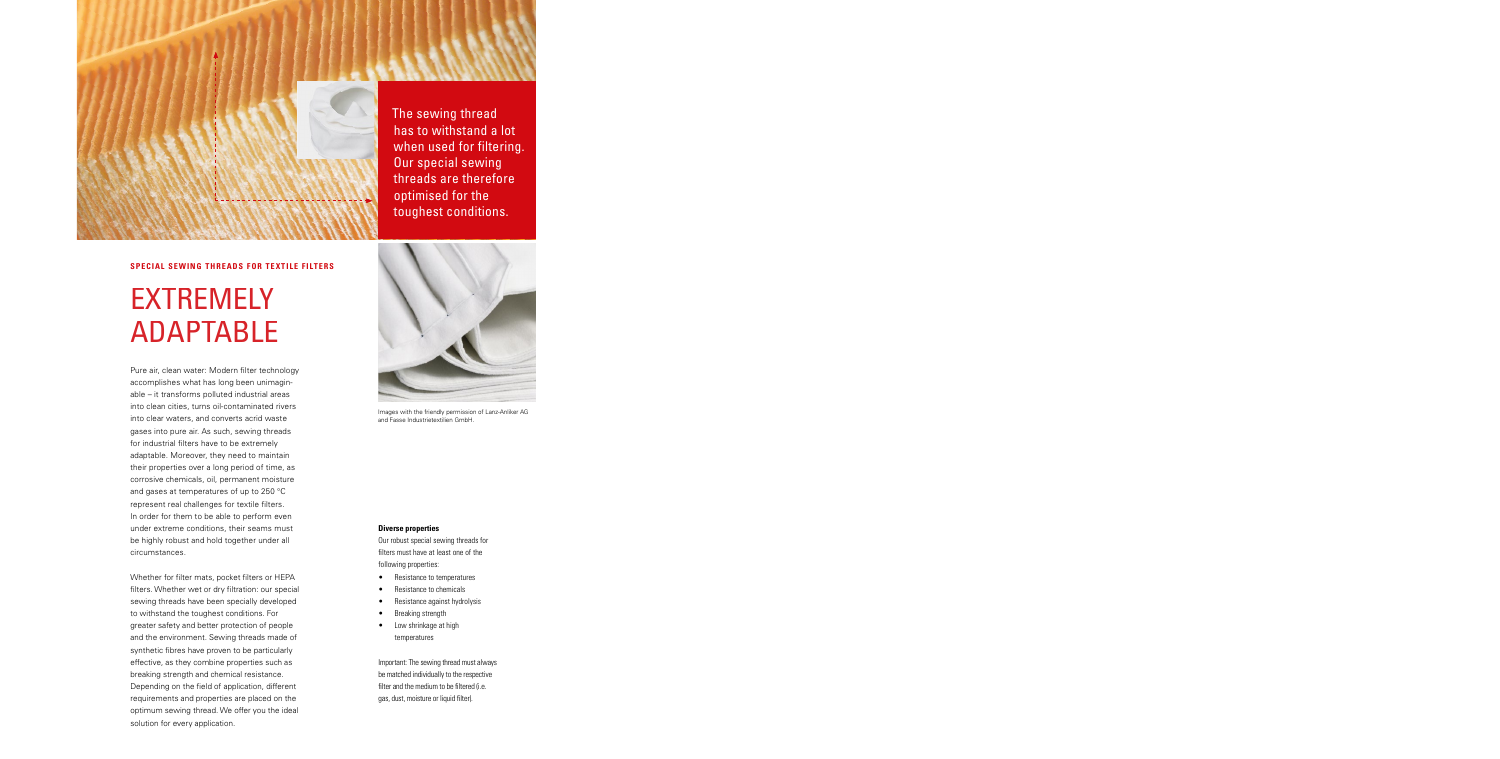The sewing thread has to withstand a lot when used for filtering. Our special sewing threads are therefore optimised for the toughest conditions.

**SPECIAL SEWING THREADS FOR TEXTILE FILTERS**

# EXTREMELY ADAPTABLE

Pure air, clean water: Modern filter technology accomplishes what has long been unimaginable – it transforms polluted industrial areas into clean cities, turns oil-contaminated rivers into clear waters, and converts acrid waste gases into pure air. As such, sewing threads for industrial filters have to be extremely adaptable. Moreover, they need to maintain their properties over a long period of time, as corrosive chemicals, oil, permanent moisture and gases at temperatures of up to 250 °C represent real challenges for textile filters. In order for them to be able to perform even under extreme conditions, their seams must be highly robust and hold together under all circumstances.

Whether for filter mats, pocket filters or HEPA filters. Whether wet or dry filtration: our special sewing threads have been specially developed to withstand the toughest conditions. For greater safety and better protection of people and the environment. Sewing threads made of synthetic fibres have proven to be particularly effective, as they combine properties such as breaking strength and chemical resistance. Depending on the field of application, different requirements and properties are placed on the optimum sewing thread. We offer you the ideal solution for every application.

Images with the friendly permission of Lanz-Anliker AG and Fasse Industrietextilien GmbH.

**Diverse properties**

Our robust special sewing threads for filters must have at least one of the following properties:

- Resistance to temperatures
- Resistance to chemicals
- Resistance against hydrolysis
- Breaking strength
- Low shrinkage at high temperatures

Important: The sewing thread must always be matched individually to the respective filter and the medium to be filtered (i.e. gas, dust, moisture or liquid filter).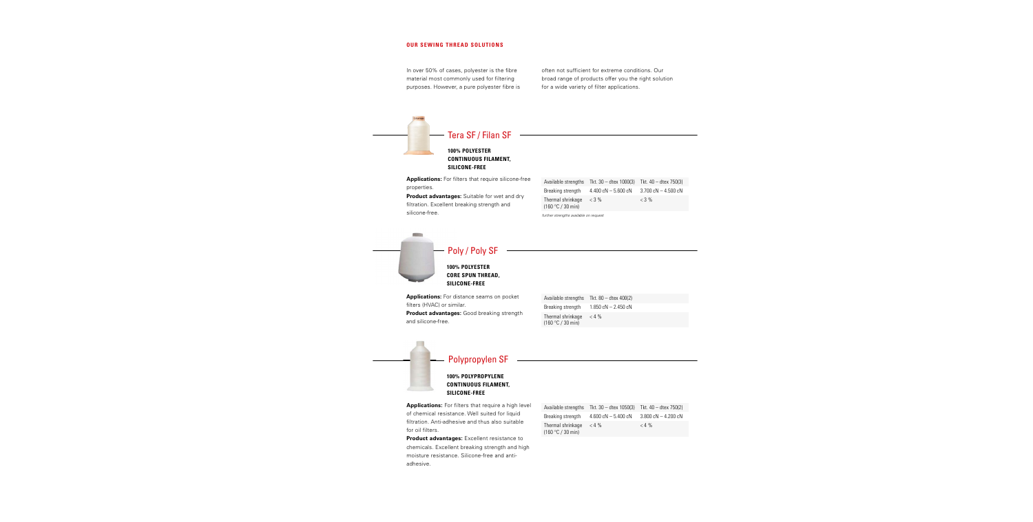**OUR SEWING THREAD SOLUTIONS**

In over 50% of cases, polyester is the fibre material most commonly used for filtering purposes. However, a pure polyester fibre is often not sufficient for extreme conditions. Our broad range of products offer you the right solution for a wide variety of filter applications.

## Tera SF / Filan SF

**100% POLYESTER CONTINUOUS FILAMENT, SILICONE-FREE**

**Applications:** For filters that require silicone-free properties.

**Product advantages:** Suitable for wet and dry filtration. Excellent breaking strength and silicone-free.

| Available strengths | Tkt. 30 – dtex 1000(3) | Tkt. 40 – dtex 750(3) |
|---|---|---|
| Breaking strength | 4.400 cN – 5.600 cN | 3.700 cN – 4.500 cN |
| Thermal shrinkage (180 °C / 30 min) | < 3 % | < 3 % |

*further strengths available on request*

## Poly / Poly SF

**100% POLYESTER CORE SPUN THREAD, SILICONE-FREE**

**Applications:** For distance seams on pocket filters (HVAC) or similar.

**Product advantages:** Good breaking strength and silicone-free.

| Available strengths | Tkt. 80 – dtex 400(2) |
|---|---|
| Breaking strength | 1.850 cN – 2.450 cN |
| Thermal shrinkage (180 °C / 30 min) | < 4 % |

## Polypropylen SF

**100% POLYPROPYLENE CONTINUOUS FILAMENT, SILICONE-FREE**

**Applications:** For filters that require a high level of chemical resistance. Well suited for liquid filtration. Anti-adhesive and thus also suitable for oil filters.

**Product advantages:** Excellent resistance to chemicals. Excellent breaking strength and high moisture resistance. Silicone-free and anti-adhesive.

| Available strengths | Tkt. 30 – dtex 1050(3) | Tkt. 40 – dtex 750(2) |
|---|---|---|
| Breaking strength | 4.600 cN – 5.400 cN | 3.800 cN – 4.200 cN |
| Thermal shrinkage (180 °C / 30 min) | < 4 % | < 4 % |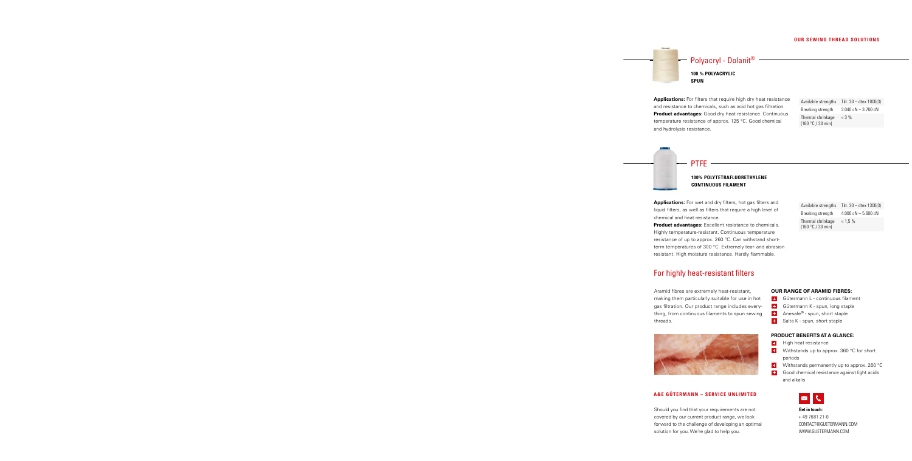## Polyacryl - Dolanit®

**100 % POLYACRYLIC**
**SPUN**

**Applications:** For filters that require high dry heat resistance and resistance to chemicals, such as acid hot gas filtration.
**Product advantages:** Good dry heat resistance. Continuous temperature resistance of approx. 125 °C. Good chemical and hydrolysis resistance.

| Available strengths | Tkt. 30 – dtex 1000(3) |
| --- | --- |
| Breaking strength | 3.040 cN – 3.760 cN |
| Thermal shrinkage (160 °C / 30 min) | < 3 % |

## PTFE

**100% POLYTETRAFLUORETHYLENE**
**CONTINUOUS FILAMENT**

**Applications:** For wet and dry filters, hot gas filters and liquid filters, as well as filters that require a high level of chemical and heat resistance.
**Product advantages:** Excellent resistance to chemicals. Highly temperature-resistant. Continuous temperature resistance of up to approx. 260 °C. Can withstand short-term temperatures of 300 °C. Extremely tear- and abrasion resistant. High moisture resistance. Hardly flammable.

| Available strengths | Tkt. 30 – dtex 1300(3) |
| --- | --- |
| Breaking strength | 4.000 cN – 5.600 cN |
| Thermal shrinkage (160 °C / 30 min) | < 1,5 % |

## For highly heat-resistant filters

Aramid fibres are extremely heat-resistant, making them particularly suitable for use in hot gas filtration. Our product range includes everything, from continuous filaments to spun sewing threads.

**OUR RANGE OF ARAMID FIBRES:**

- Gütermann L - continuous filament
- Gütermann K - spun, long staple
- Anesafe® - spun, short staple
- Salta K - spun, short staple

**PRODUCT BENEFITS AT A GLANCE:**

- High heat resistance
- Withstands up to approx. 360 °C for short periods
- Withstands permanently up to approx. 260 °C
- Good chemical resistance against light acids and alkalis

**A&E GÜTERMANN – SERVICE UNLIMITED**

Should you find that your requirements are not covered by our current product range, we look forward to the challenge of developing an optimal solution for you. We're glad to help you.

**Get in touch:**
+ 49 7681 21-0
CONTACT@GUETERMANN.COM
WWW.GUETERMANN.COM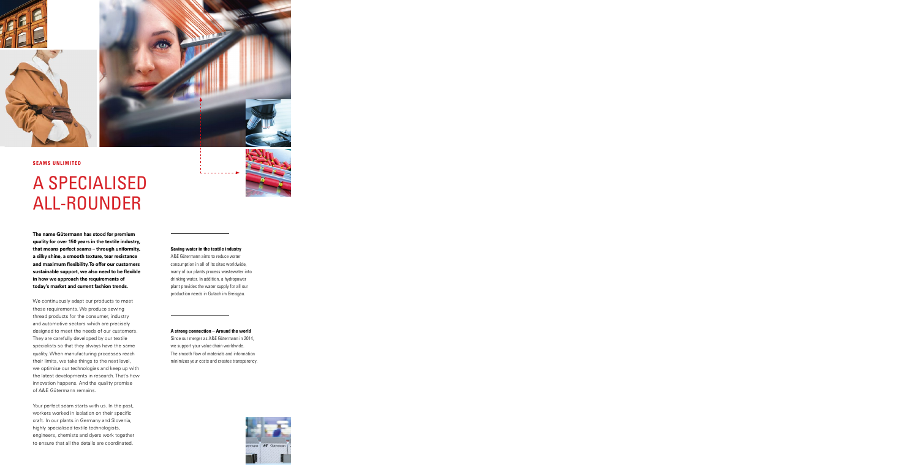**SEAMS UNLIMITED**

# A SPECIALISED ALL-ROUNDER

**The name Gütermann has stood for premium quality for over 150 years in the textile industry, that means perfect seams – through uniformity, a silky shine, a smooth texture, tear resistance and maximum flexibility. To offer our customers sustainable support, we also need to be flexible in how we approach the requirements of today's market and current fashion trends.**

We continuously adapt our products to meet these requirements. We produce sewing thread products for the consumer, industry and automotive sectors which are precisely designed to meet the needs of our customers. They are carefully developed by our textile specialists so that they always have the same quality. When manufacturing processes reach their limits, we take things to the next level, we optimise our technologies and keep up with the latest developments in research. That's how innovation happens. And the quality promise of A&E Gütermann remains.

Your perfect seam starts with us. In the past, workers worked in isolation on their specific craft. In our plants in Germany and Slovenia, highly specialised textile technologists, engineers, chemists and dyers work together to ensure that all the details are coordinated.

**Saving water in the textile industry**

A&E Gütermann aims to reduce water consumption in all of its sites worldwide, many of our plants process wastewater into drinking water. In addition, a hydropower plant provides the water supply for all our production needs in Gutach im Breisgau.

**A strong connection – Around the world**

Since our merger as A&E Gütermann in 2014, we support your value chain worldwide. The smooth flow of materials and information minimizes your costs and creates transparency.